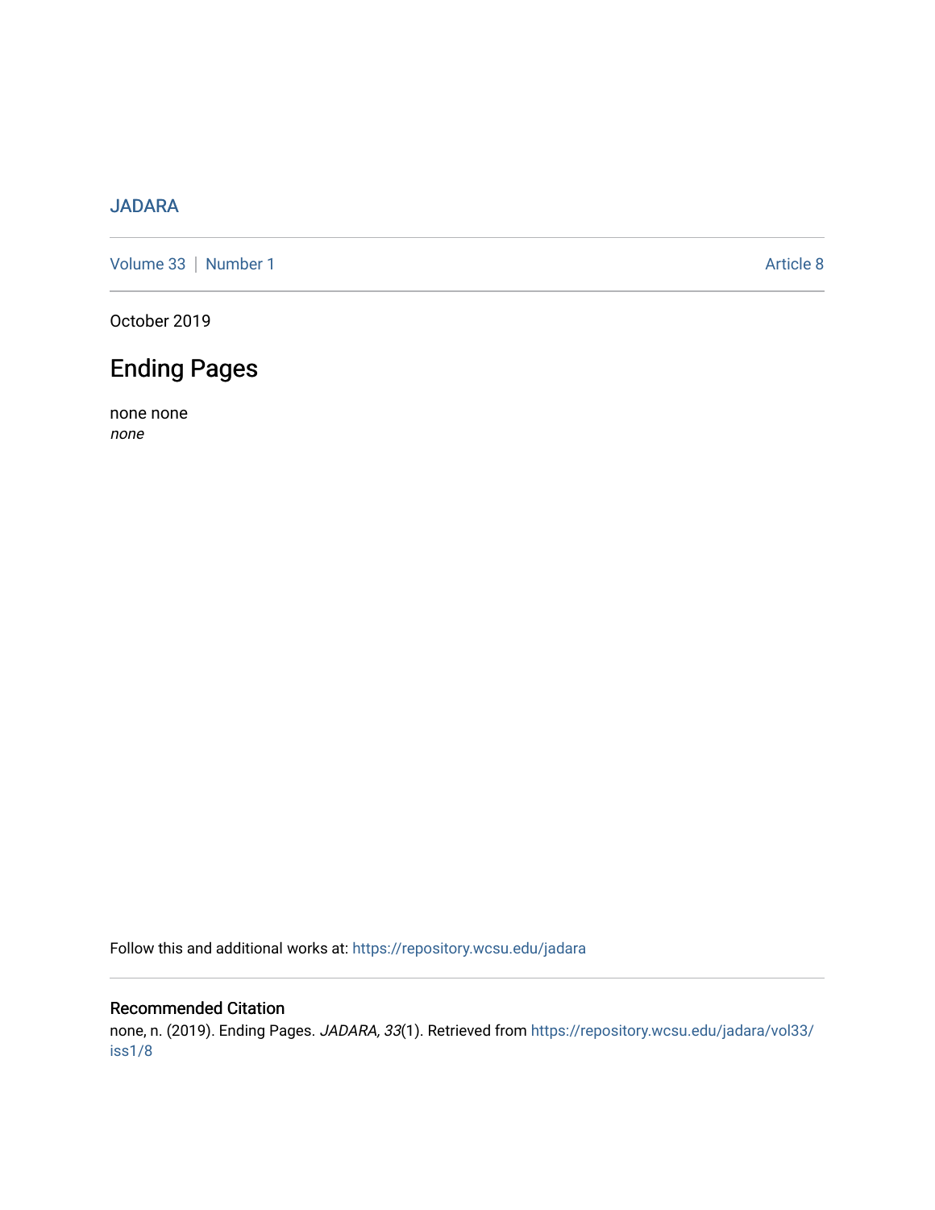JADARA

Volume 33 | Number 1 Article 8

October 2019

# Ending Pages

none none
*none*

Follow this and additional works at: https://repository.wcsu.edu/jadara

## Recommended Citation

none, n. (2019). Ending Pages. *JADARA, 33*(1). Retrieved from https://repository.wcsu.edu/jadara/vol33/iss1/8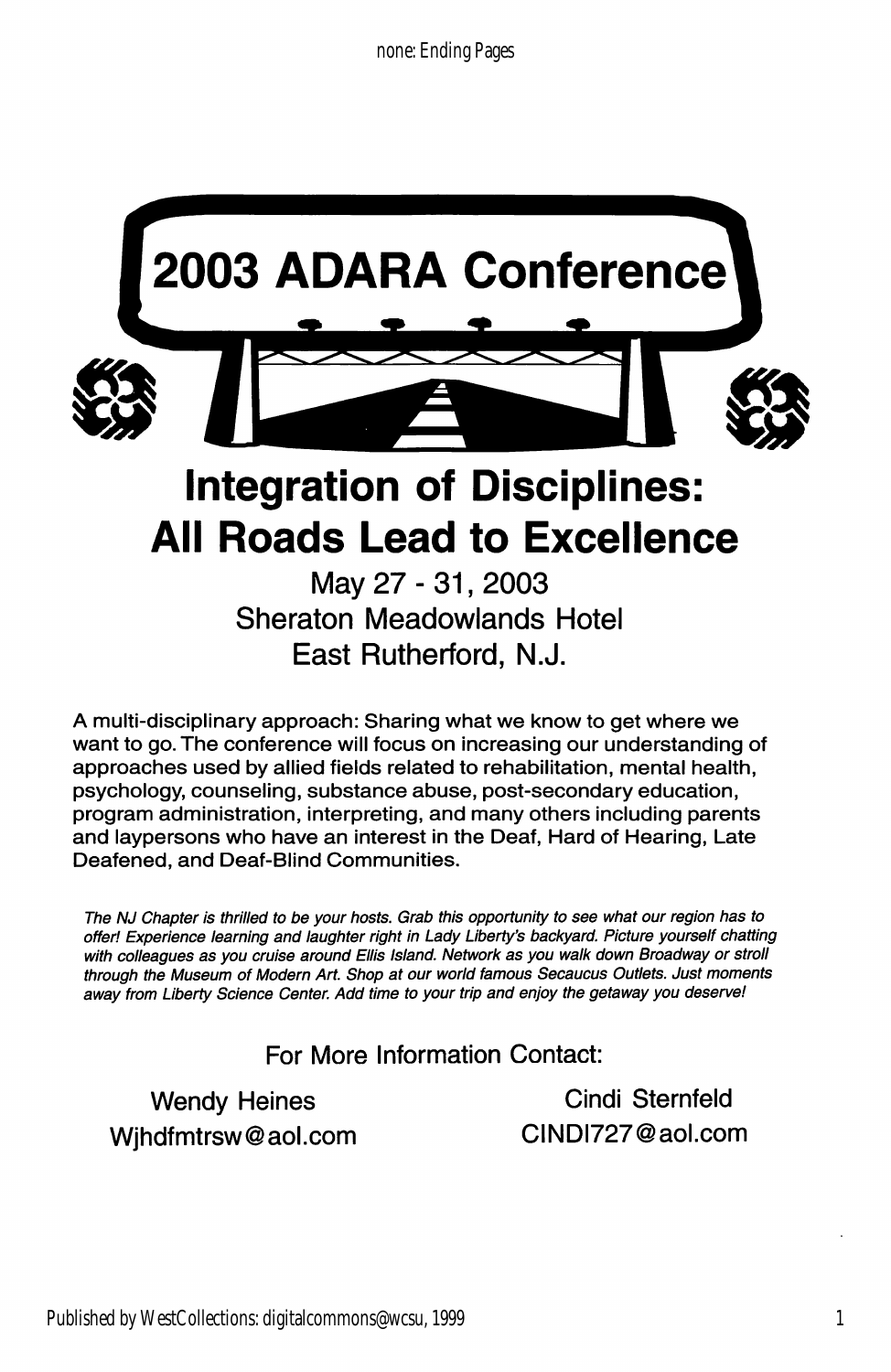# 2003 ADARA Conference

## Integration of Disciplines: All Roads Lead to Excellence

May 27 - 31, 2003
Sheraton Meadowlands Hotel
East Rutherford, N.J.

A multi-disciplinary approach: Sharing what we know to get where we want to go. The conference will focus on increasing our understanding of approaches used by allied fields related to rehabilitation, mental health, psychology, counseling, substance abuse, post-secondary education, program administration, interpreting, and many others including parents and laypersons who have an interest in the Deaf, Hard of Hearing, Late Deafened, and Deaf-Blind Communities.

*The NJ Chapter is thrilled to be your hosts. Grab this opportunity to see what our region has to offer! Experience learning and laughter right in Lady Liberty's backyard. Picture yourself chatting with colleagues as you cruise around Ellis Island. Network as you walk down Broadway or stroll through the Museum of Modern Art. Shop at our world famous Secaucus Outlets. Just moments away from Liberty Science Center. Add time to your trip and enjoy the getaway you deserve!*

For More Information Contact:

Wendy Heines
Wjhdfmtrsw@aol.com

Cindi Sternfeld
CINDI727@aol.com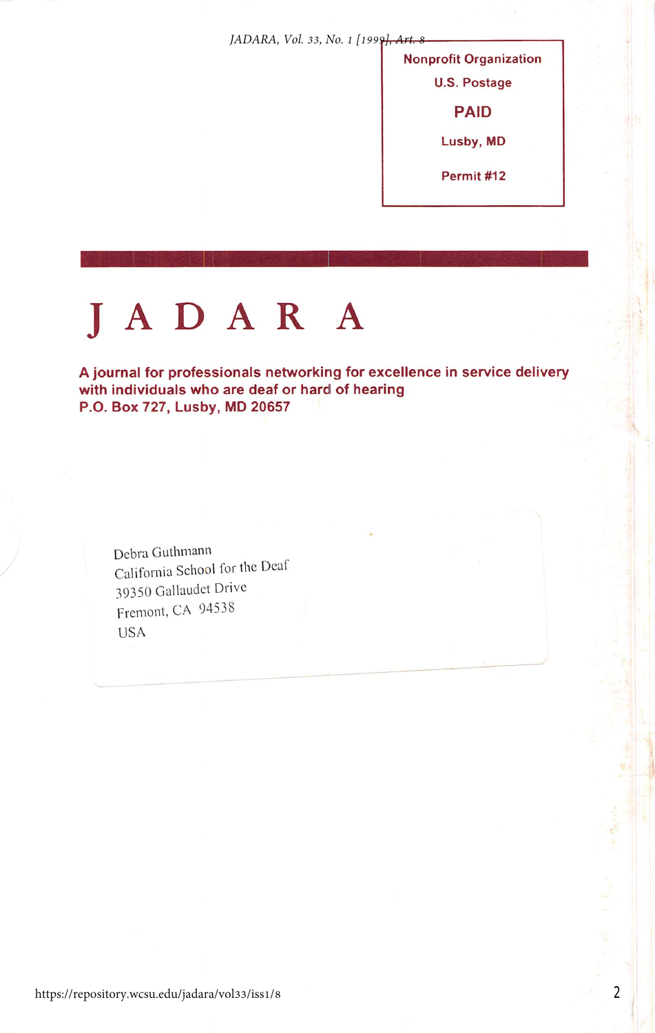Nonprofit Organization

U.S. Postage

PAID

Lusby, MD

Permit #12

# J A D A R A

**A journal for professionals networking for excellence in service delivery with individuals who are deaf or hard of hearing**
**P.O. Box 727, Lusby, MD 20657**

Debra Guthmann
California School for the Deaf
39350 Gallaudet Drive
Fremont, CA 94538
USA